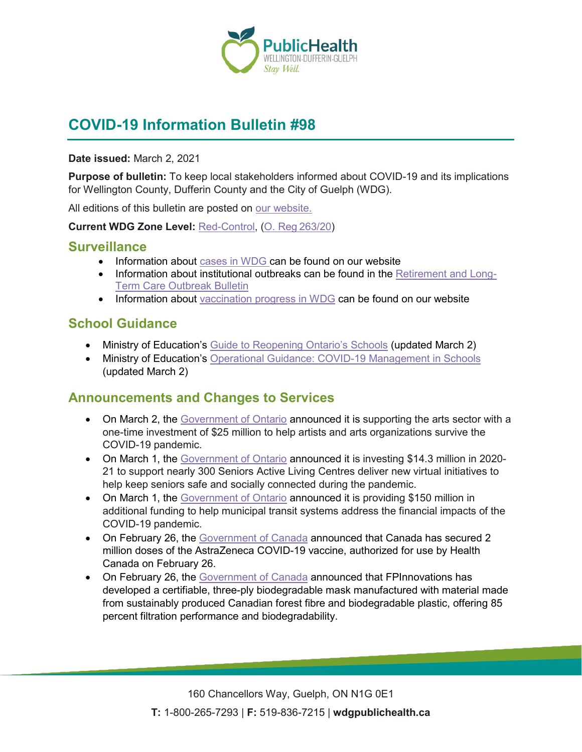# COVID-19 Information Bulletin #98

**Date issued:** March 2, 2021

**Purpose of bulletin:** To keep local stakeholders informed about COVID-19 and its implications for Wellington County, Dufferin County and the City of Guelph (WDG).

All editions of this bulletin are posted on our website.

**Current WDG Zone Level:** Red-Control, (O. Reg 263/20)

## Surveillance

- Information about cases in WDG can be found on our website
- Information about institutional outbreaks can be found in the Retirement and Long-Term Care Outbreak Bulletin
- Information about vaccination progress in WDG can be found on our website

## School Guidance

- Ministry of Education's Guide to Reopening Ontario's Schools (updated March 2)
- Ministry of Education's Operational Guidance: COVID-19 Management in Schools (updated March 2)

## Announcements and Changes to Services

- On March 2, the Government of Ontario announced it is supporting the arts sector with a one-time investment of $25 million to help artists and arts organizations survive the COVID-19 pandemic.
- On March 1, the Government of Ontario announced it is investing $14.3 million in 2020-21 to support nearly 300 Seniors Active Living Centres deliver new virtual initiatives to help keep seniors safe and socially connected during the pandemic.
- On March 1, the Government of Ontario announced it is providing $150 million in additional funding to help municipal transit systems address the financial impacts of the COVID-19 pandemic.
- On February 26, the Government of Canada announced that Canada has secured 2 million doses of the AstraZeneca COVID-19 vaccine, authorized for use by Health Canada on February 26.
- On February 26, the Government of Canada announced that FPInnovations has developed a certifiable, three-ply biodegradable mask manufactured with material made from sustainably produced Canadian forest fibre and biodegradable plastic, offering 85 percent filtration performance and biodegradability.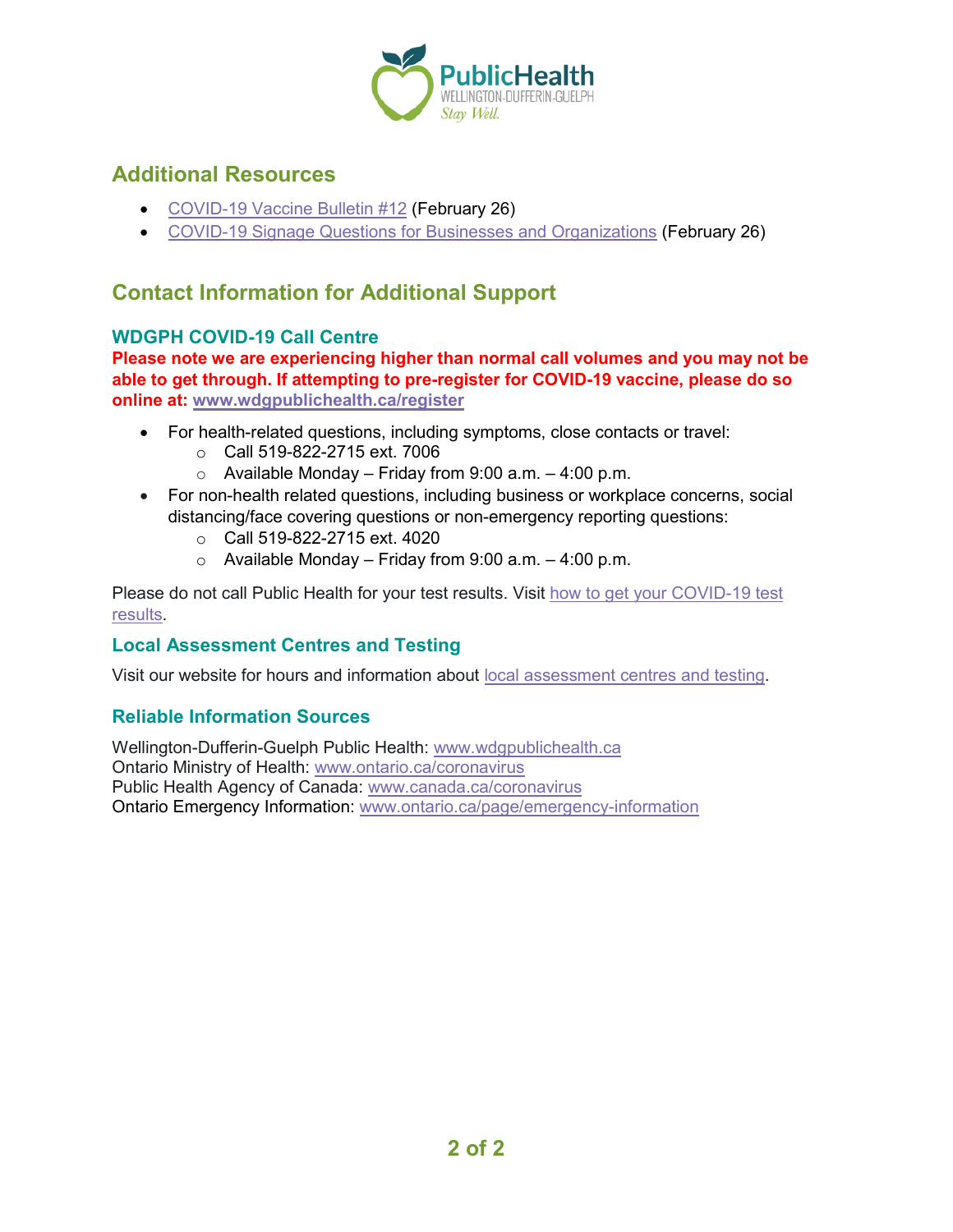## Additional Resources

- [COVID-19 Vaccine Bulletin #12](#) (February 26)
- [COVID-19 Signage Questions for Businesses and Organizations](#) (February 26)

## Contact Information for Additional Support

### WDGPH COVID-19 Call Centre

**Please note we are experiencing higher than normal call volumes and you may not be able to get through. If attempting to pre-register for COVID-19 vaccine, please do so online at: www.wdgpublichealth.ca/register**

- For health-related questions, including symptoms, close contacts or travel:
  - Call 519-822-2715 ext. 7006
  - Available Monday – Friday from 9:00 a.m. – 4:00 p.m.
- For non-health related questions, including business or workplace concerns, social distancing/face covering questions or non-emergency reporting questions:
  - Call 519-822-2715 ext. 4020
  - Available Monday – Friday from 9:00 a.m. – 4:00 p.m.

Please do not call Public Health for your test results. Visit how to get your COVID-19 test results.

### Local Assessment Centres and Testing

Visit our website for hours and information about local assessment centres and testing.

### Reliable Information Sources

Wellington-Dufferin-Guelph Public Health: www.wdgpublichealth.ca
Ontario Ministry of Health: www.ontario.ca/coronavirus
Public Health Agency of Canada: www.canada.ca/coronavirus
Ontario Emergency Information: www.ontario.ca/page/emergency-information